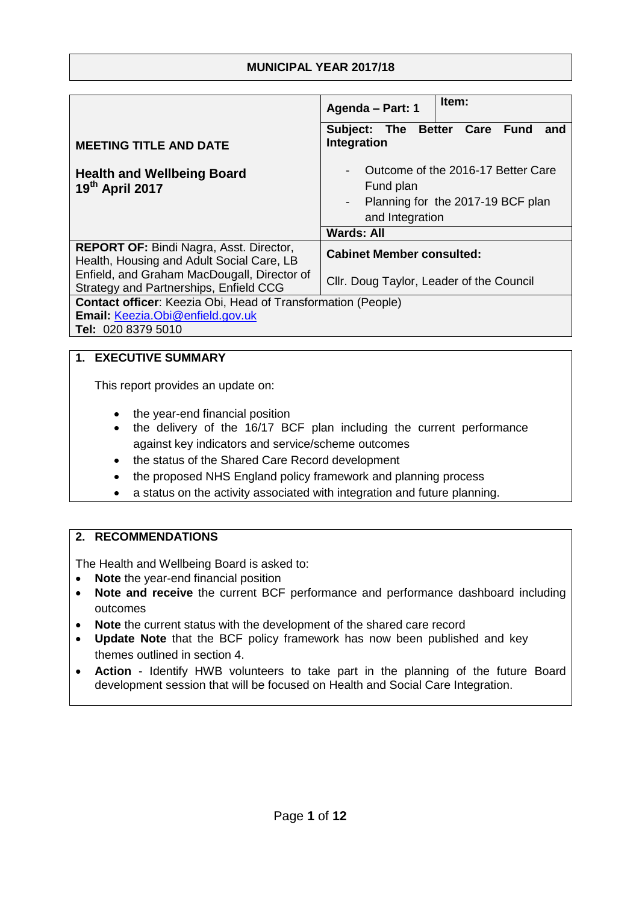**MUNICIPAL YEAR 2017/18**

| MEETING TITLE AND DATE<br><br>**Health and Wellbeing Board**<br>**19th April 2017** | **Agenda – Part: 1** | **Item:** |
|---|---|---|
| | **Subject: The Better Care Fund and Integration**<br><br>- Outcome of the 2016-17 Better Care Fund plan<br>- Planning for the 2017-19 BCF plan and Integration | |
| | **Wards: All** | |
| **REPORT OF:** Bindi Nagra, Asst. Director, Health, Housing and Adult Social Care, LB Enfield, and Graham MacDougall, Director of Strategy and Partnerships, Enfield CCG | **Cabinet Member consulted:**<br><br>Cllr. Doug Taylor, Leader of the Council | |
| **Contact officer**: Keezia Obi, Head of Transformation (People)<br>**Email:** Keezia.Obi@enfield.gov.uk<br>**Tel:** 020 8379 5010 | | |

## 1. EXECUTIVE SUMMARY

This report provides an update on:

- the year-end financial position
- the delivery of the 16/17 BCF plan including the current performance against key indicators and service/scheme outcomes
- the status of the Shared Care Record development
- the proposed NHS England policy framework and planning process
- a status on the activity associated with integration and future planning.

## 2. RECOMMENDATIONS

The Health and Wellbeing Board is asked to:

- **Note** the year-end financial position
- **Note and receive** the current BCF performance and performance dashboard including outcomes
- **Note** the current status with the development of the shared care record
- **Update Note** that the BCF policy framework has now been published and key themes outlined in section 4.
- **Action** - Identify HWB volunteers to take part in the planning of the future Board development session that will be focused on Health and Social Care Integration.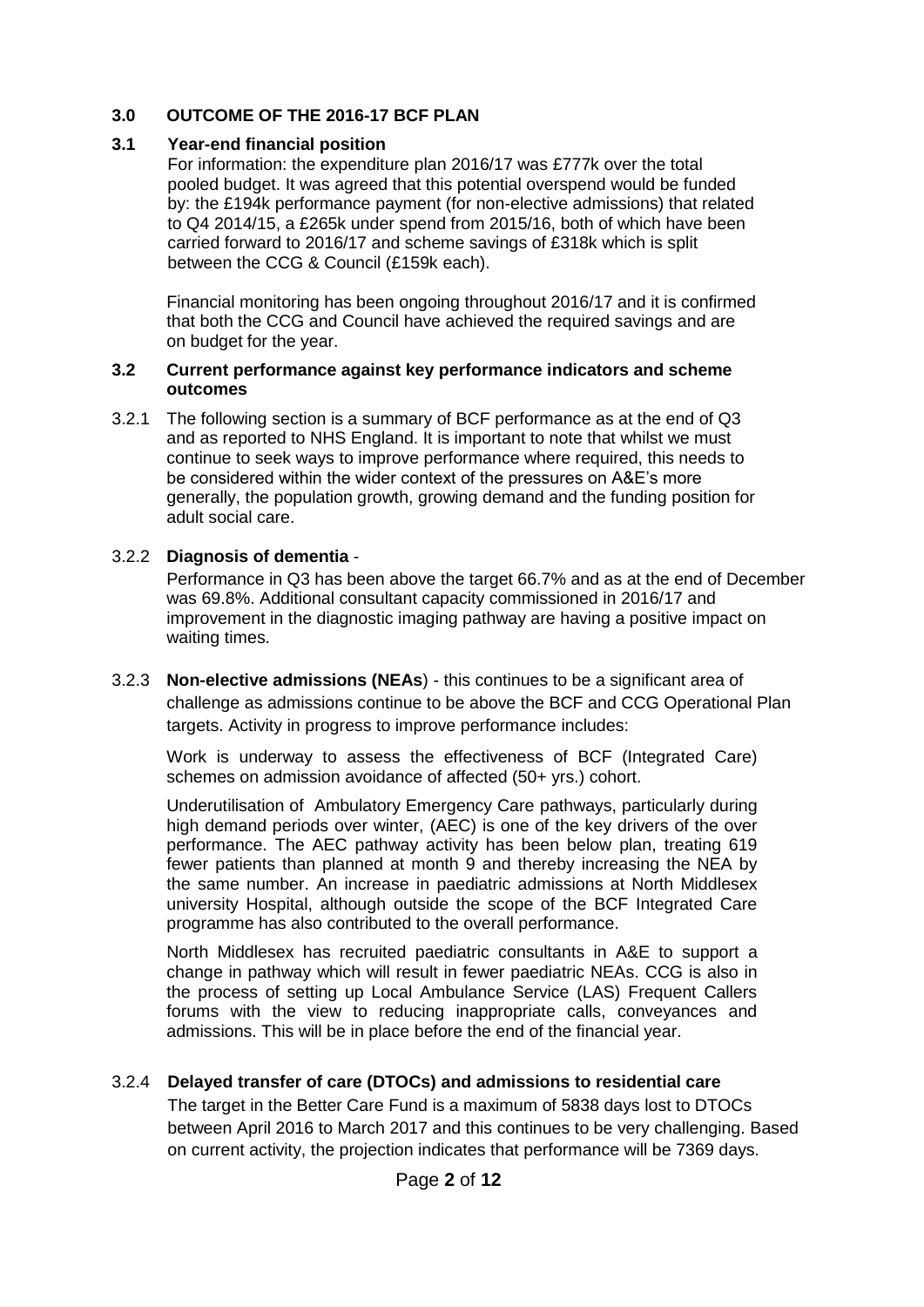## 3.0 OUTCOME OF THE 2016-17 BCF PLAN

### 3.1 Year-end financial position

For information: the expenditure plan 2016/17 was £777k over the total pooled budget. It was agreed that this potential overspend would be funded by: the £194k performance payment (for non-elective admissions) that related to Q4 2014/15, a £265k under spend from 2015/16, both of which have been carried forward to 2016/17 and scheme savings of £318k which is split between the CCG & Council (£159k each).

Financial monitoring has been ongoing throughout 2016/17 and it is confirmed that both the CCG and Council have achieved the required savings and are on budget for the year.

### 3.2 Current performance against key performance indicators and scheme outcomes

3.2.1 The following section is a summary of BCF performance as at the end of Q3 and as reported to NHS England. It is important to note that whilst we must continue to seek ways to improve performance where required, this needs to be considered within the wider context of the pressures on A&E's more generally, the population growth, growing demand and the funding position for adult social care.

3.2.2 **Diagnosis of dementia** -

Performance in Q3 has been above the target 66.7% and as at the end of December was 69.8%. Additional consultant capacity commissioned in 2016/17 and improvement in the diagnostic imaging pathway are having a positive impact on waiting times.

3.2.3 **Non-elective admissions (NEAs**) - this continues to be a significant area of challenge as admissions continue to be above the BCF and CCG Operational Plan targets. Activity in progress to improve performance includes:

Work is underway to assess the effectiveness of BCF (Integrated Care) schemes on admission avoidance of affected (50+ yrs.) cohort.

Underutilisation of Ambulatory Emergency Care pathways, particularly during high demand periods over winter, (AEC) is one of the key drivers of the over performance. The AEC pathway activity has been below plan, treating 619 fewer patients than planned at month 9 and thereby increasing the NEA by the same number. An increase in paediatric admissions at North Middlesex university Hospital, although outside the scope of the BCF Integrated Care programme has also contributed to the overall performance.

North Middlesex has recruited paediatric consultants in A&E to support a change in pathway which will result in fewer paediatric NEAs. CCG is also in the process of setting up Local Ambulance Service (LAS) Frequent Callers forums with the view to reducing inappropriate calls, conveyances and admissions. This will be in place before the end of the financial year.

3.2.4 **Delayed transfer of care (DTOCs) and admissions to residential care**

The target in the Better Care Fund is a maximum of 5838 days lost to DTOCs between April 2016 to March 2017 and this continues to be very challenging. Based on current activity, the projection indicates that performance will be 7369 days.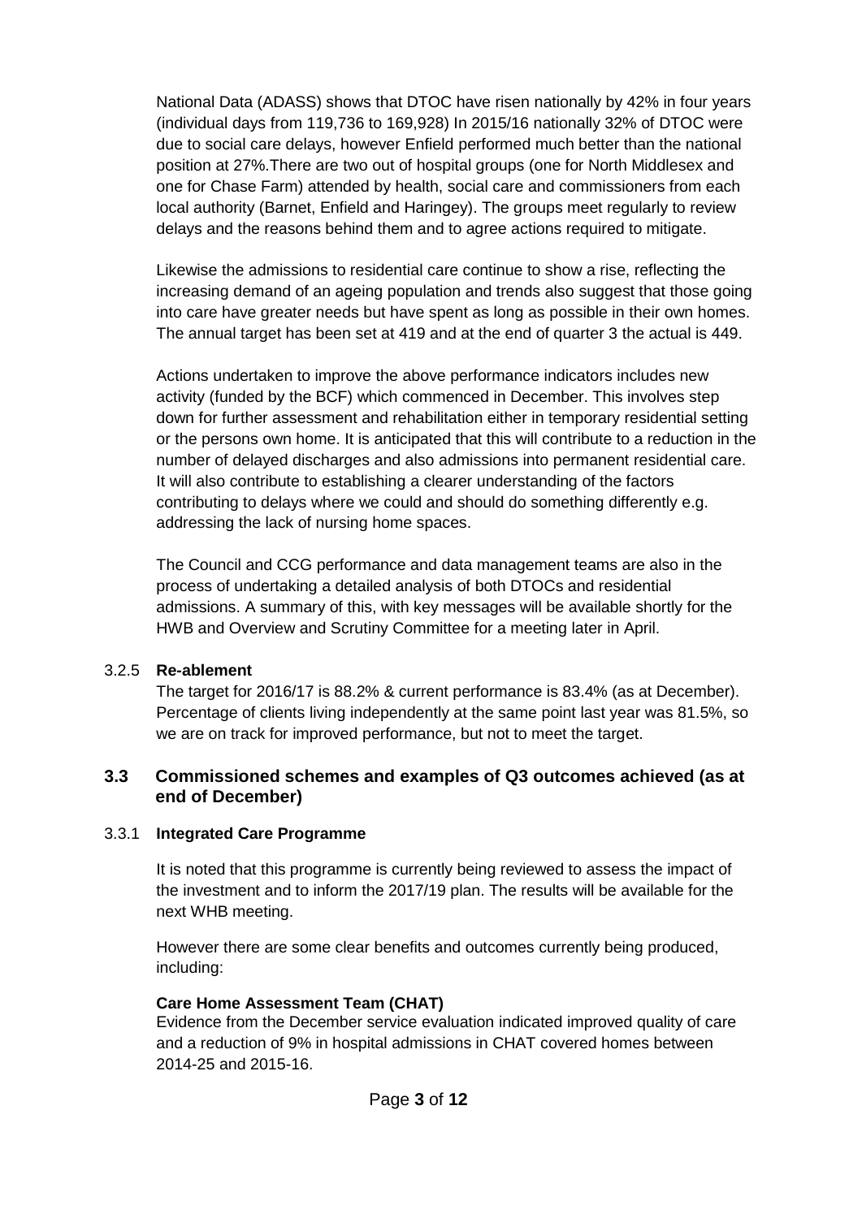National Data (ADASS) shows that DTOC have risen nationally by 42% in four years (individual days from 119,736 to 169,928) In 2015/16 nationally 32% of DTOC were due to social care delays, however Enfield performed much better than the national position at 27%.There are two out of hospital groups (one for North Middlesex and one for Chase Farm) attended by health, social care and commissioners from each local authority (Barnet, Enfield and Haringey). The groups meet regularly to review delays and the reasons behind them and to agree actions required to mitigate.

Likewise the admissions to residential care continue to show a rise, reflecting the increasing demand of an ageing population and trends also suggest that those going into care have greater needs but have spent as long as possible in their own homes. The annual target has been set at 419 and at the end of quarter 3 the actual is 449.

Actions undertaken to improve the above performance indicators includes new activity (funded by the BCF) which commenced in December. This involves step down for further assessment and rehabilitation either in temporary residential setting or the persons own home. It is anticipated that this will contribute to a reduction in the number of delayed discharges and also admissions into permanent residential care. It will also contribute to establishing a clearer understanding of the factors contributing to delays where we could and should do something differently e.g. addressing the lack of nursing home spaces.

The Council and CCG performance and data management teams are also in the process of undertaking a detailed analysis of both DTOCs and residential admissions. A summary of this, with key messages will be available shortly for the HWB and Overview and Scrutiny Committee for a meeting later in April.

3.2.5 **Re-ablement**

The target for 2016/17 is 88.2% & current performance is 83.4% (as at December). Percentage of clients living independently at the same point last year was 81.5%, so we are on track for improved performance, but not to meet the target.

## 3.3 Commissioned schemes and examples of Q3 outcomes achieved (as at end of December)

3.3.1 **Integrated Care Programme**

It is noted that this programme is currently being reviewed to assess the impact of the investment and to inform the 2017/19 plan. The results will be available for the next WHB meeting.

However there are some clear benefits and outcomes currently being produced, including:

**Care Home Assessment Team (CHAT)**

Evidence from the December service evaluation indicated improved quality of care and a reduction of 9% in hospital admissions in CHAT covered homes between 2014-25 and 2015-16.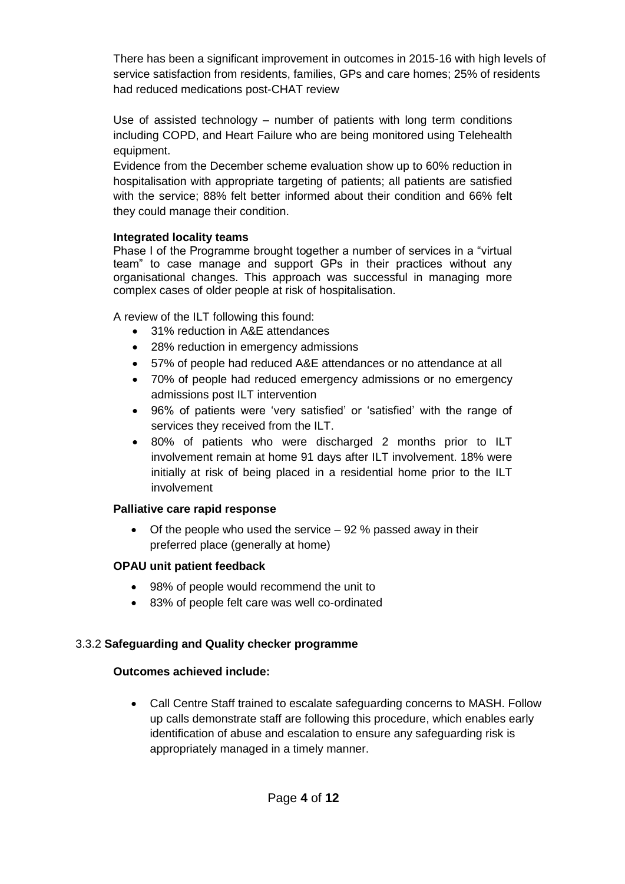There has been a significant improvement in outcomes in 2015-16 with high levels of service satisfaction from residents, families, GPs and care homes; 25% of residents had reduced medications post-CHAT review

Use of assisted technology – number of patients with long term conditions including COPD, and Heart Failure who are being monitored using Telehealth equipment.

Evidence from the December scheme evaluation show up to 60% reduction in hospitalisation with appropriate targeting of patients; all patients are satisfied with the service; 88% felt better informed about their condition and 66% felt they could manage their condition.

**Integrated locality teams**

Phase I of the Programme brought together a number of services in a "virtual team" to case manage and support GPs in their practices without any organisational changes. This approach was successful in managing more complex cases of older people at risk of hospitalisation.

A review of the ILT following this found:

- 31% reduction in A&E attendances
- 28% reduction in emergency admissions
- 57% of people had reduced A&E attendances or no attendance at all
- 70% of people had reduced emergency admissions or no emergency admissions post ILT intervention
- 96% of patients were 'very satisfied' or 'satisfied' with the range of services they received from the ILT.
- 80% of patients who were discharged 2 months prior to ILT involvement remain at home 91 days after ILT involvement. 18% were initially at risk of being placed in a residential home prior to the ILT involvement

**Palliative care rapid response**

- Of the people who used the service – 92 % passed away in their preferred place (generally at home)

**OPAU unit patient feedback**

- 98% of people would recommend the unit to
- 83% of people felt care was well co-ordinated

### 3.3.2 **Safeguarding and Quality checker programme**

**Outcomes achieved include:**

- Call Centre Staff trained to escalate safeguarding concerns to MASH. Follow up calls demonstrate staff are following this procedure, which enables early identification of abuse and escalation to ensure any safeguarding risk is appropriately managed in a timely manner.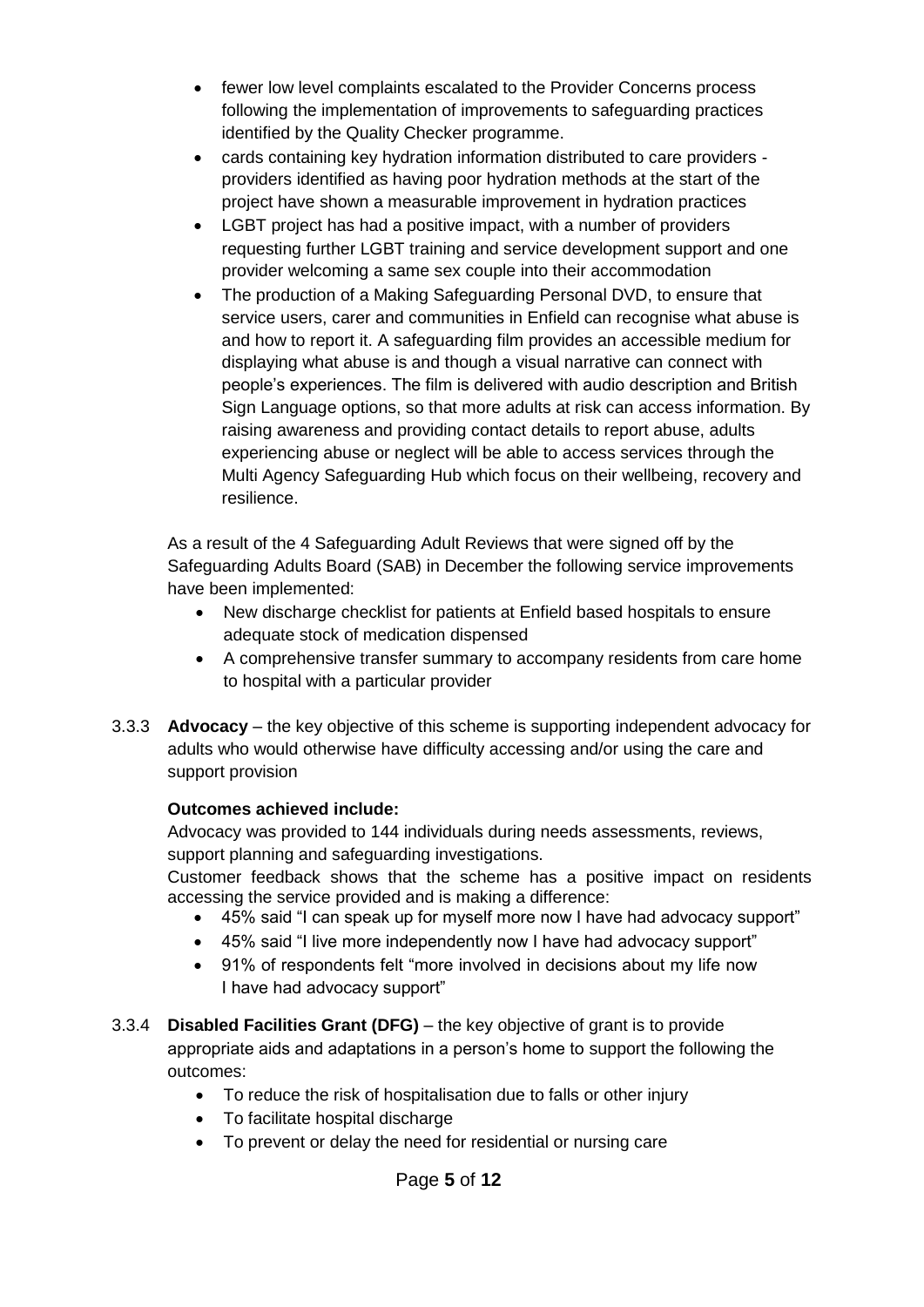- fewer low level complaints escalated to the Provider Concerns process following the implementation of improvements to safeguarding practices identified by the Quality Checker programme.
- cards containing key hydration information distributed to care providers - providers identified as having poor hydration methods at the start of the project have shown a measurable improvement in hydration practices
- LGBT project has had a positive impact, with a number of providers requesting further LGBT training and service development support and one provider welcoming a same sex couple into their accommodation
- The production of a Making Safeguarding Personal DVD, to ensure that service users, carer and communities in Enfield can recognise what abuse is and how to report it. A safeguarding film provides an accessible medium for displaying what abuse is and though a visual narrative can connect with people's experiences. The film is delivered with audio description and British Sign Language options, so that more adults at risk can access information. By raising awareness and providing contact details to report abuse, adults experiencing abuse or neglect will be able to access services through the Multi Agency Safeguarding Hub which focus on their wellbeing, recovery and resilience.

As a result of the 4 Safeguarding Adult Reviews that were signed off by the Safeguarding Adults Board (SAB) in December the following service improvements have been implemented:

- New discharge checklist for patients at Enfield based hospitals to ensure adequate stock of medication dispensed
- A comprehensive transfer summary to accompany residents from care home to hospital with a particular provider

3.3.3 **Advocacy** – the key objective of this scheme is supporting independent advocacy for adults who would otherwise have difficulty accessing and/or using the care and support provision

**Outcomes achieved include:**

Advocacy was provided to 144 individuals during needs assessments, reviews, support planning and safeguarding investigations.

Customer feedback shows that the scheme has a positive impact on residents accessing the service provided and is making a difference:

- 45% said "I can speak up for myself more now I have had advocacy support"
- 45% said "I live more independently now I have had advocacy support"
- 91% of respondents felt "more involved in decisions about my life now I have had advocacy support"

3.3.4 **Disabled Facilities Grant (DFG)** – the key objective of grant is to provide appropriate aids and adaptations in a person's home to support the following the outcomes:

- To reduce the risk of hospitalisation due to falls or other injury
- To facilitate hospital discharge
- To prevent or delay the need for residential or nursing care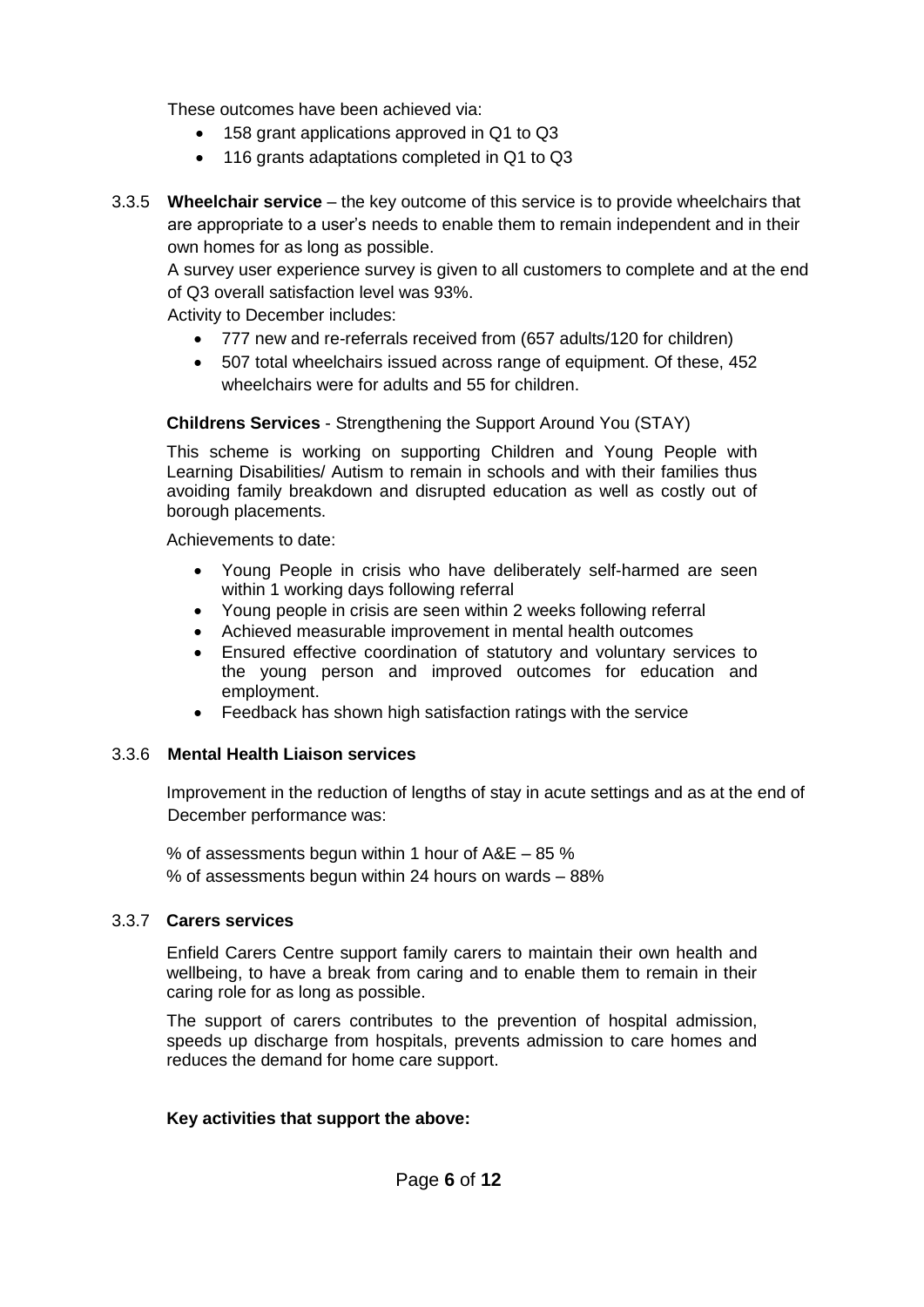These outcomes have been achieved via:

- 158 grant applications approved in Q1 to Q3
- 116 grants adaptations completed in Q1 to Q3

3.3.5 **Wheelchair service** – the key outcome of this service is to provide wheelchairs that are appropriate to a user's needs to enable them to remain independent and in their own homes for as long as possible.

A survey user experience survey is given to all customers to complete and at the end of Q3 overall satisfaction level was 93%.

Activity to December includes:

- 777 new and re-referrals received from (657 adults/120 for children)
- 507 total wheelchairs issued across range of equipment. Of these, 452 wheelchairs were for adults and 55 for children.

**Childrens Services** - Strengthening the Support Around You (STAY)

This scheme is working on supporting Children and Young People with Learning Disabilities/ Autism to remain in schools and with their families thus avoiding family breakdown and disrupted education as well as costly out of borough placements.

Achievements to date:

- Young People in crisis who have deliberately self-harmed are seen within 1 working days following referral
- Young people in crisis are seen within 2 weeks following referral
- Achieved measurable improvement in mental health outcomes
- Ensured effective coordination of statutory and voluntary services to the young person and improved outcomes for education and employment.
- Feedback has shown high satisfaction ratings with the service

3.3.6 **Mental Health Liaison services**

Improvement in the reduction of lengths of stay in acute settings and as at the end of December performance was:

% of assessments begun within 1 hour of A&E – 85 %
% of assessments begun within 24 hours on wards – 88%

3.3.7 **Carers services**

Enfield Carers Centre support family carers to maintain their own health and wellbeing, to have a break from caring and to enable them to remain in their caring role for as long as possible.

The support of carers contributes to the prevention of hospital admission, speeds up discharge from hospitals, prevents admission to care homes and reduces the demand for home care support.

**Key activities that support the above:**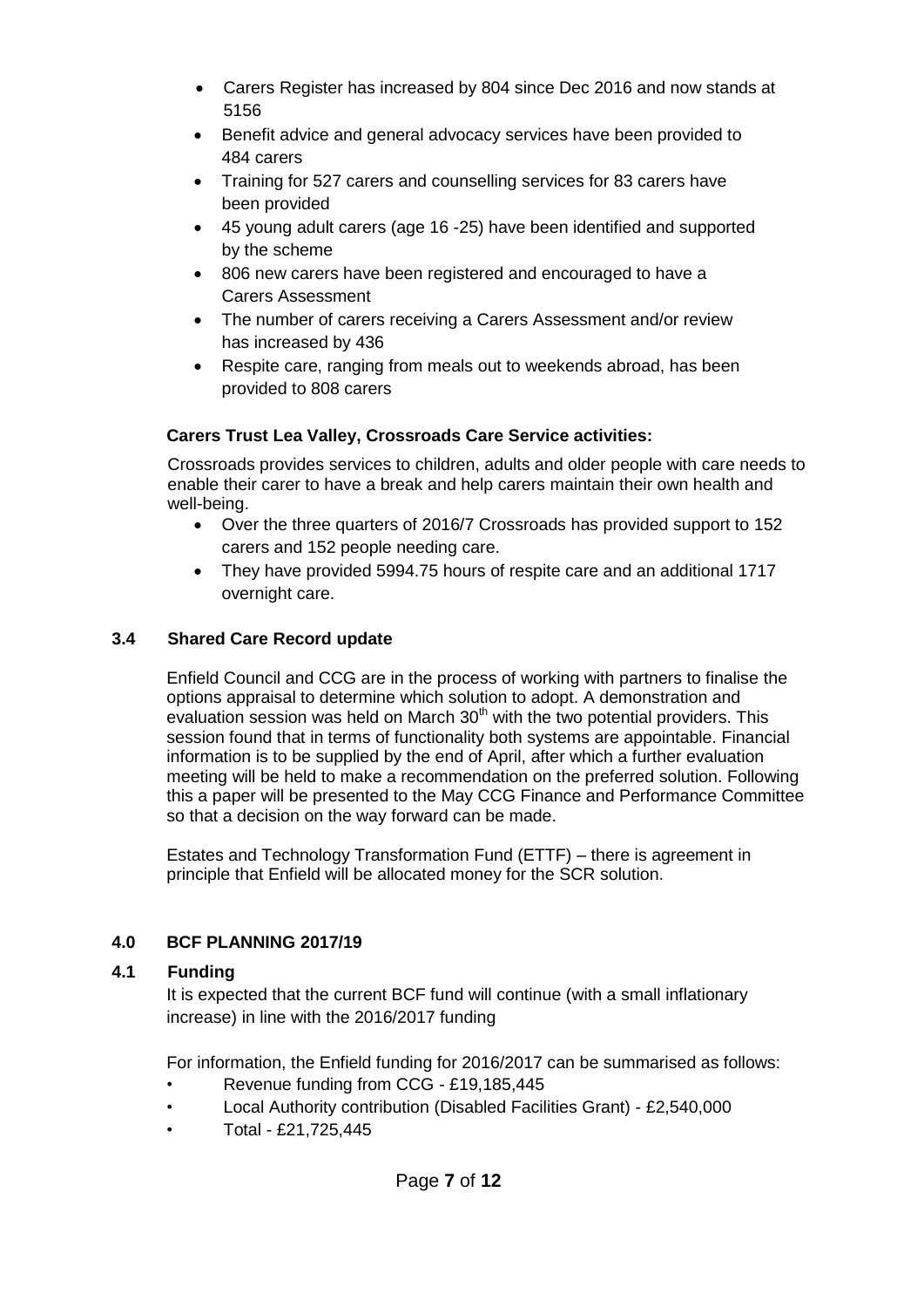- Carers Register has increased by 804 since Dec 2016 and now stands at 5156
- Benefit advice and general advocacy services have been provided to 484 carers
- Training for 527 carers and counselling services for 83 carers have been provided
- 45 young adult carers (age 16 -25) have been identified and supported by the scheme
- 806 new carers have been registered and encouraged to have a Carers Assessment
- The number of carers receiving a Carers Assessment and/or review has increased by 436
- Respite care, ranging from meals out to weekends abroad, has been provided to 808 carers

**Carers Trust Lea Valley, Crossroads Care Service activities:**

Crossroads provides services to children, adults and older people with care needs to enable their carer to have a break and help carers maintain their own health and well-being.

- Over the three quarters of 2016/7 Crossroads has provided support to 152 carers and 152 people needing care.
- They have provided 5994.75 hours of respite care and an additional 1717 overnight care.

### 3.4 Shared Care Record update

Enfield Council and CCG are in the process of working with partners to finalise the options appraisal to determine which solution to adopt. A demonstration and evaluation session was held on March 30th with the two potential providers. This session found that in terms of functionality both systems are appointable. Financial information is to be supplied by the end of April, after which a further evaluation meeting will be held to make a recommendation on the preferred solution. Following this a paper will be presented to the May CCG Finance and Performance Committee so that a decision on the way forward can be made.

Estates and Technology Transformation Fund (ETTF) – there is agreement in principle that Enfield will be allocated money for the SCR solution.

## 4.0 BCF PLANNING 2017/19

### 4.1 Funding

It is expected that the current BCF fund will continue (with a small inflationary increase) in line with the 2016/2017 funding

For information, the Enfield funding for 2016/2017 can be summarised as follows:

- Revenue funding from CCG - £19,185,445
- Local Authority contribution (Disabled Facilities Grant) - £2,540,000
- Total - £21,725,445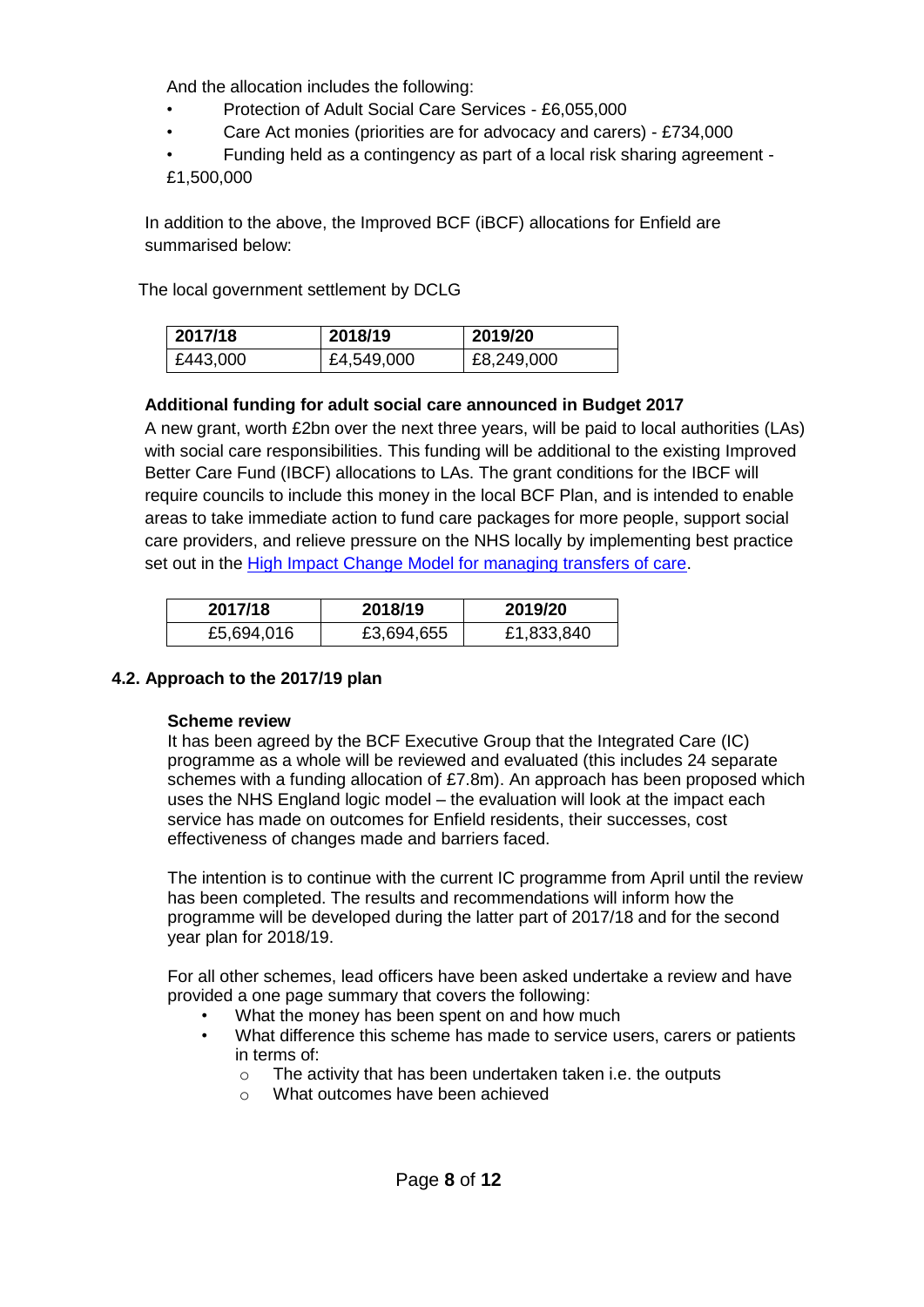And the allocation includes the following:

- Protection of Adult Social Care Services - £6,055,000
- Care Act monies (priorities are for advocacy and carers) - £734,000
- Funding held as a contingency as part of a local risk sharing agreement - £1,500,000

In addition to the above, the Improved BCF (iBCF) allocations for Enfield are summarised below:

The local government settlement by DCLG

| 2017/18 | 2018/19 | 2019/20 |
| --- | --- | --- |
| £443,000 | £4,549,000 | £8,249,000 |

**Additional funding for adult social care announced in Budget 2017**

A new grant, worth £2bn over the next three years, will be paid to local authorities (LAs) with social care responsibilities. This funding will be additional to the existing Improved Better Care Fund (IBCF) allocations to LAs. The grant conditions for the IBCF will require councils to include this money in the local BCF Plan, and is intended to enable areas to take immediate action to fund care packages for more people, support social care providers, and relieve pressure on the NHS locally by implementing best practice set out in the [High Impact Change Model for managing transfers of care](#).

| 2017/18 | 2018/19 | 2019/20 |
| --- | --- | --- |
| £5,694,016 | £3,694,655 | £1,833,840 |

### 4.2. Approach to the 2017/19 plan

**Scheme review**

It has been agreed by the BCF Executive Group that the Integrated Care (IC) programme as a whole will be reviewed and evaluated (this includes 24 separate schemes with a funding allocation of £7.8m). An approach has been proposed which uses the NHS England logic model – the evaluation will look at the impact each service has made on outcomes for Enfield residents, their successes, cost effectiveness of changes made and barriers faced.

The intention is to continue with the current IC programme from April until the review has been completed. The results and recommendations will inform how the programme will be developed during the latter part of 2017/18 and for the second year plan for 2018/19.

For all other schemes, lead officers have been asked undertake a review and have provided a one page summary that covers the following:

- What the money has been spent on and how much
- What difference this scheme has made to service users, carers or patients in terms of:
  - The activity that has been undertaken taken i.e. the outputs
  - What outcomes have been achieved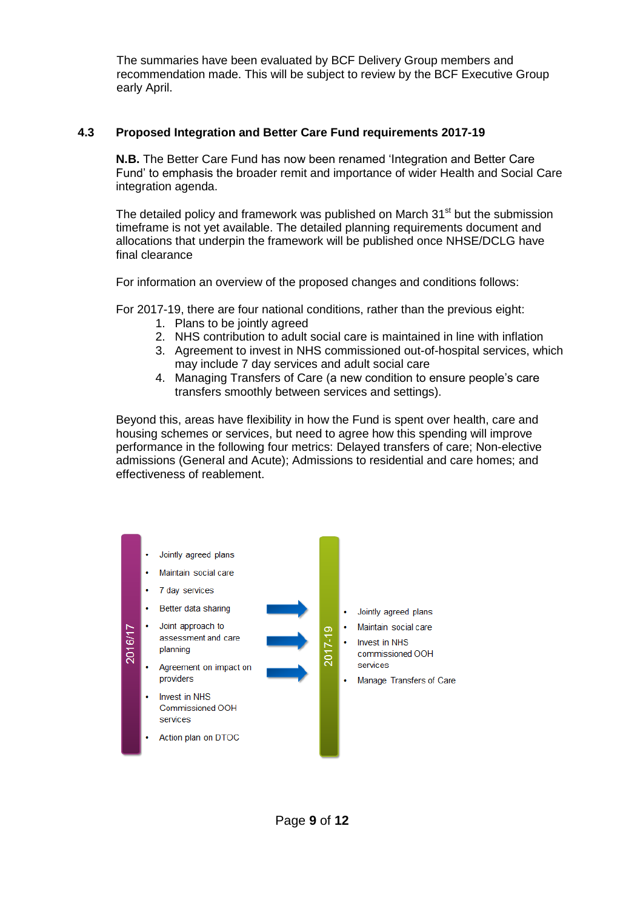The summaries have been evaluated by BCF Delivery Group members and recommendation made. This will be subject to review by the BCF Executive Group early April.

## 4.3 Proposed Integration and Better Care Fund requirements 2017-19

**N.B.** The Better Care Fund has now been renamed 'Integration and Better Care Fund' to emphasis the broader remit and importance of wider Health and Social Care integration agenda.

The detailed policy and framework was published on March 31st but the submission timeframe is not yet available. The detailed planning requirements document and allocations that underpin the framework will be published once NHSE/DCLG have final clearance

For information an overview of the proposed changes and conditions follows:

For 2017-19, there are four national conditions, rather than the previous eight:

1. Plans to be jointly agreed
2. NHS contribution to adult social care is maintained in line with inflation
3. Agreement to invest in NHS commissioned out-of-hospital services, which may include 7 day services and adult social care
4. Managing Transfers of Care (a new condition to ensure people's care transfers smoothly between services and settings).

Beyond this, areas have flexibility in how the Fund is spent over health, care and housing schemes or services, but need to agree how this spending will improve performance in the following four metrics: Delayed transfers of care; Non-elective admissions (General and Acute); Admissions to residential and care homes; and effectiveness of reablement.

**2016/17**

- Jointly agreed plans
- Maintain social care
- 7 day services
- Better data sharing
- Joint approach to assessment and care planning
- Agreement on impact on providers
- Invest in NHS Commissioned OOH services
- Action plan on DTOC

**2017-19**

- Jointly agreed plans
- Maintain social care
- Invest in NHS commissioned OOH services
- Manage Transfers of Care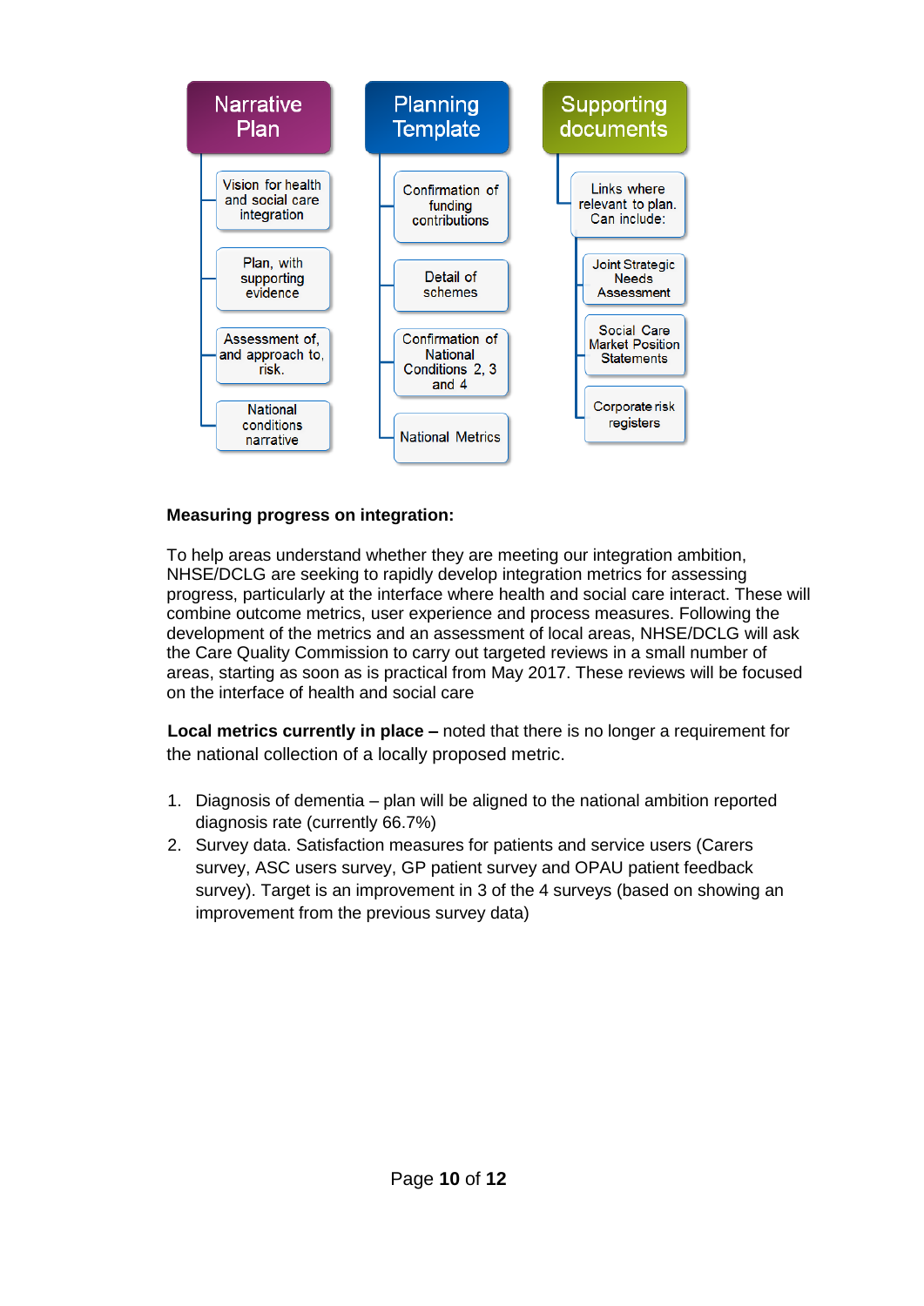**Narrative Plan**

- Vision for health and social care integration
- Plan, with supporting evidence
- Assessment of, and approach to, risk.
- National conditions narrative

**Planning Template**

- Confirmation of funding contributions
- Detail of schemes
- Confirmation of National Conditions 2, 3 and 4
- National Metrics

**Supporting documents**

- Links where relevant to plan. Can include:
  - Joint Strategic Needs Assessment
  - Social Care Market Position Statements
  - Corporate risk registers

**Measuring progress on integration:**

To help areas understand whether they are meeting our integration ambition, NHSE/DCLG are seeking to rapidly develop integration metrics for assessing progress, particularly at the interface where health and social care interact. These will combine outcome metrics, user experience and process measures. Following the development of the metrics and an assessment of local areas, NHSE/DCLG will ask the Care Quality Commission to carry out targeted reviews in a small number of areas, starting as soon as is practical from May 2017. These reviews will be focused on the interface of health and social care

**Local metrics currently in place –** noted that there is no longer a requirement for the national collection of a locally proposed metric.

1. Diagnosis of dementia – plan will be aligned to the national ambition reported diagnosis rate (currently 66.7%)
2. Survey data. Satisfaction measures for patients and service users (Carers survey, ASC users survey, GP patient survey and OPAU patient feedback survey). Target is an improvement in 3 of the 4 surveys (based on showing an improvement from the previous survey data)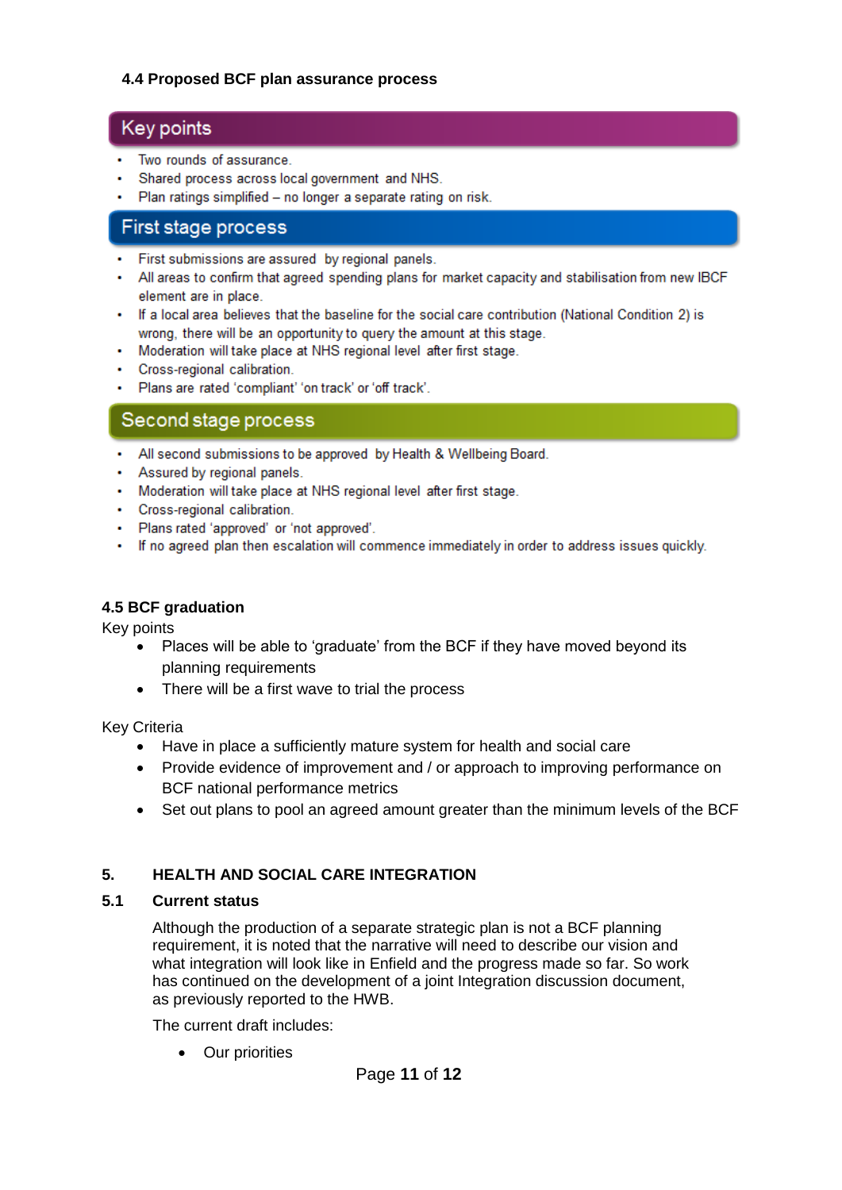### 4.4 Proposed BCF plan assurance process

**Key points**

- Two rounds of assurance.
- Shared process across local government and NHS.
- Plan ratings simplified – no longer a separate rating on risk.

**First stage process**

- First submissions are assured by regional panels.
- All areas to confirm that agreed spending plans for market capacity and stabilisation from new IBCF element are in place.
- If a local area believes that the baseline for the social care contribution (National Condition 2) is wrong, there will be an opportunity to query the amount at this stage.
- Moderation will take place at NHS regional level after first stage.
- Cross-regional calibration.
- Plans are rated 'compliant' 'on track' or 'off track'.

**Second stage process**

- All second submissions to be approved by Health & Wellbeing Board.
- Assured by regional panels.
- Moderation will take place at NHS regional level after first stage.
- Cross-regional calibration.
- Plans rated 'approved' or 'not approved'.
- If no agreed plan then escalation will commence immediately in order to address issues quickly.

### 4.5 BCF graduation

Key points

- Places will be able to 'graduate' from the BCF if they have moved beyond its planning requirements
- There will be a first wave to trial the process

Key Criteria

- Have in place a sufficiently mature system for health and social care
- Provide evidence of improvement and / or approach to improving performance on BCF national performance metrics
- Set out plans to pool an agreed amount greater than the minimum levels of the BCF

## 5. HEALTH AND SOCIAL CARE INTEGRATION

### 5.1 Current status

Although the production of a separate strategic plan is not a BCF planning requirement, it is noted that the narrative will need to describe our vision and what integration will look like in Enfield and the progress made so far. So work has continued on the development of a joint Integration discussion document, as previously reported to the HWB.

The current draft includes:

- Our priorities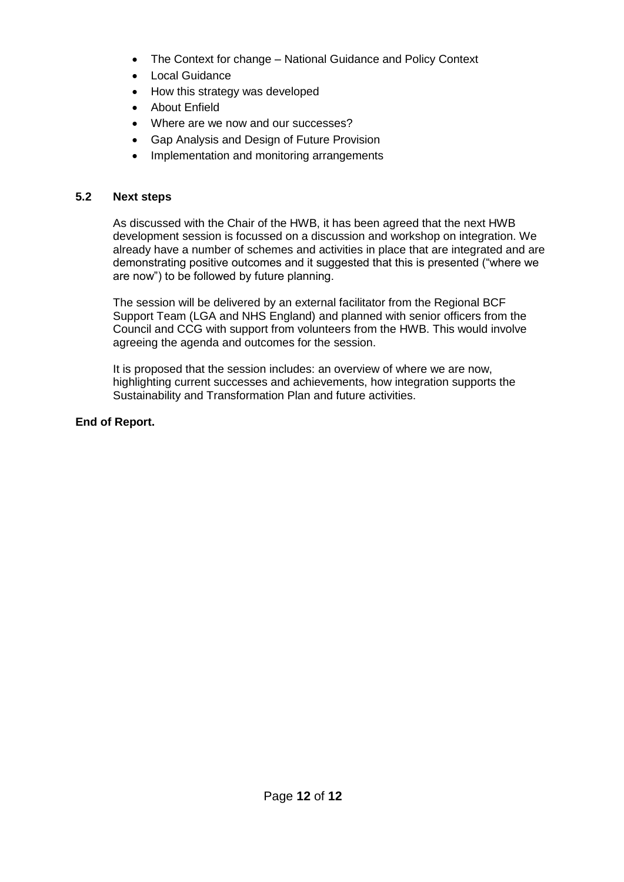- The Context for change – National Guidance and Policy Context
- Local Guidance
- How this strategy was developed
- About Enfield
- Where are we now and our successes?
- Gap Analysis and Design of Future Provision
- Implementation and monitoring arrangements

### 5.2 Next steps

As discussed with the Chair of the HWB, it has been agreed that the next HWB development session is focussed on a discussion and workshop on integration. We already have a number of schemes and activities in place that are integrated and are demonstrating positive outcomes and it suggested that this is presented ("where we are now") to be followed by future planning.

The session will be delivered by an external facilitator from the Regional BCF Support Team (LGA and NHS England) and planned with senior officers from the Council and CCG with support from volunteers from the HWB. This would involve agreeing the agenda and outcomes for the session.

It is proposed that the session includes: an overview of where we are now, highlighting current successes and achievements, how integration supports the Sustainability and Transformation Plan and future activities.

**End of Report.**